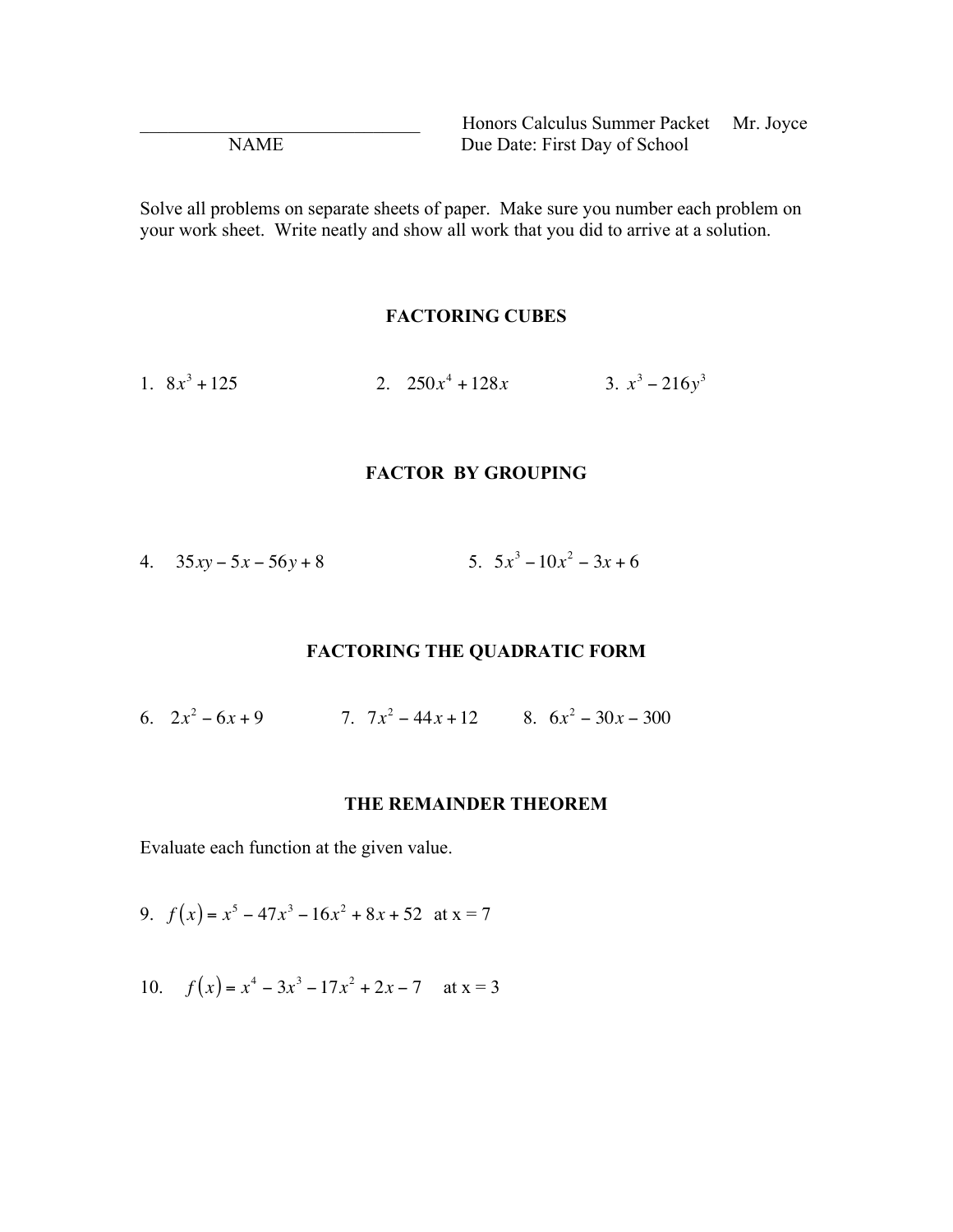\_\_\_\_\_\_\_\_\_\_\_\_\_\_\_\_\_\_\_\_\_\_\_\_\_\_\_\_\_\_\_\_ Honors Calculus Summer Packet Mr. Joyce

NAME Due Date: First Day of School

Solve all problems on separate sheets of paper. Make sure you number each problem on your work sheet. Write neatly and show all work that you did to arrive at a solution.

## FACTORING CUBES

1. $8x^3 + 125$
2. $250x^4 + 128x$
3. $x^3 - 216y^3$

## FACTOR BY GROUPING

4. $35xy - 5x - 56y + 8$
5. $5x^3 - 10x^2 - 3x + 6$

## FACTORING THE QUADRATIC FORM

6. $2x^2 - 6x + 9$
7. $7x^2 - 44x + 12$
8. $6x^2 - 30x - 300$

## THE REMAINDER THEOREM

Evaluate each function at the given value.

9. $f(x) = x^5 - 47x^3 - 16x^2 + 8x + 52$ at x = 7

10. $f(x) = x^4 - 3x^3 - 17x^2 + 2x - 7$ at x = 3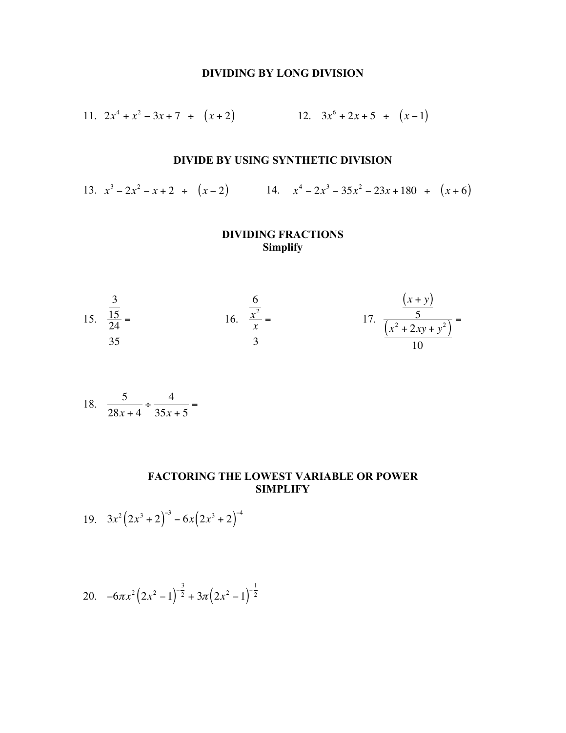## DIVIDING BY LONG DIVISION

11. $2x^4 + x^2 - 3x + 7 \;\div\; (x+2)$

12. $3x^6 + 2x + 5 \;\div\; (x-1)$

## DIVIDE BY USING SYNTHETIC DIVISION

13. $x^3 - 2x^2 - x + 2 \;\div\; (x-2)$

14. $x^4 - 2x^3 - 35x^2 - 23x + 180 \;\div\; (x+6)$

## DIVIDING FRACTIONS
### Simplify

15. $\dfrac{\frac{3}{15}}{\frac{24}{35}} =$

16. $\dfrac{\frac{6}{x^2}}{\frac{x}{3}} =$

17. $\dfrac{\frac{(x+y)}{5}}{\frac{(x^2+2xy+y^2)}{10}} =$

18. $\dfrac{5}{28x+4} \div \dfrac{4}{35x+5} =$

## FACTORING THE LOWEST VARIABLE OR POWER
### SIMPLIFY

19. $3x^2\left(2x^3+2\right)^{-3} - 6x\left(2x^3+2\right)^{-4}$

20. $-6\pi x^2\left(2x^2-1\right)^{-\frac{3}{2}} + 3\pi\left(2x^2-1\right)^{-\frac{1}{2}}$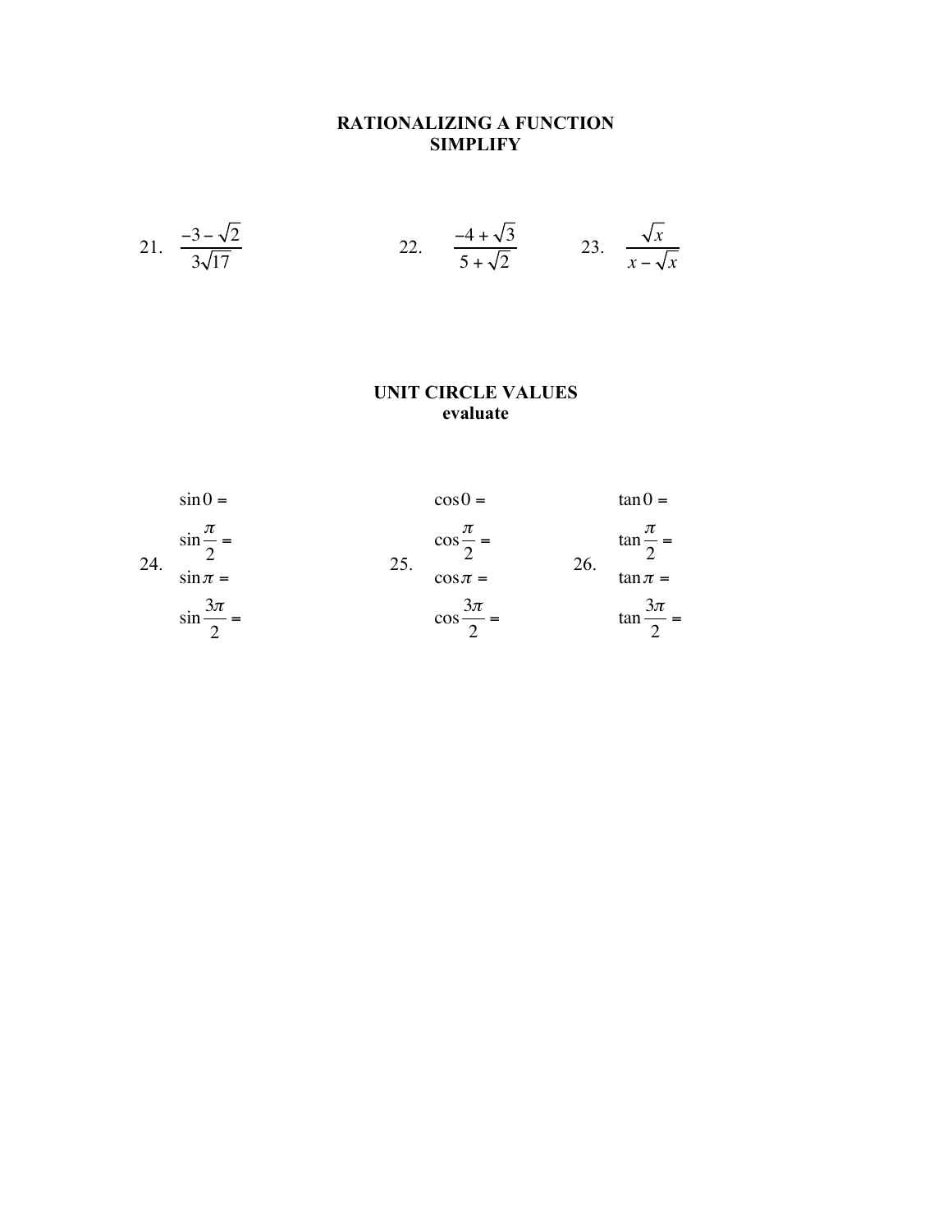## RATIONALIZING A FUNCTION
## SIMPLIFY

21. $\dfrac{-3-\sqrt{2}}{3\sqrt{17}}$

22. $\dfrac{-4+\sqrt{3}}{5+\sqrt{2}}$

23. $\dfrac{\sqrt{x}}{x-\sqrt{x}}$

## UNIT CIRCLE VALUES
## evaluate

24.

$\sin 0 =$

$\sin\dfrac{\pi}{2} =$

$\sin\pi =$

$\sin\dfrac{3\pi}{2} =$

25.

$\cos 0 =$

$\cos\dfrac{\pi}{2} =$

$\cos\pi =$

$\cos\dfrac{3\pi}{2} =$

26.

$\tan 0 =$

$\tan\dfrac{\pi}{2} =$

$\tan\pi =$

$\tan\dfrac{3\pi}{2} =$